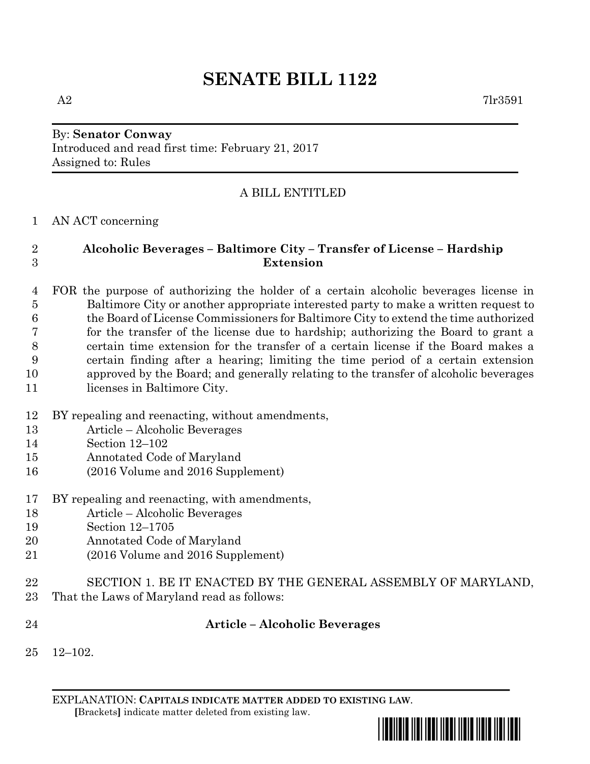# SENATE BILL 1122

A2 7lr3591

By: **Senator Conway**
Introduced and read first time: February 21, 2017
Assigned to: Rules

A BILL ENTITLED

AN ACT concerning

**Alcoholic Beverages – Baltimore City – Transfer of License – Hardship Extension**

FOR the purpose of authorizing the holder of a certain alcoholic beverages license in Baltimore City or another appropriate interested party to make a written request to the Board of License Commissioners for Baltimore City to extend the time authorized for the transfer of the license due to hardship; authorizing the Board to grant a certain time extension for the transfer of a certain license if the Board makes a certain finding after a hearing; limiting the time period of a certain extension approved by the Board; and generally relating to the transfer of alcoholic beverages licenses in Baltimore City.

BY repealing and reenacting, without amendments,
Article – Alcoholic Beverages
Section 12–102
Annotated Code of Maryland
(2016 Volume and 2016 Supplement)

BY repealing and reenacting, with amendments,
Article – Alcoholic Beverages
Section 12–1705
Annotated Code of Maryland
(2016 Volume and 2016 Supplement)

SECTION 1. BE IT ENACTED BY THE GENERAL ASSEMBLY OF MARYLAND, That the Laws of Maryland read as follows:

**Article – Alcoholic Beverages**

12–102.

EXPLANATION: **CAPITALS INDICATE MATTER ADDED TO EXISTING LAW**.
**[**Brackets**]** indicate matter deleted from existing law.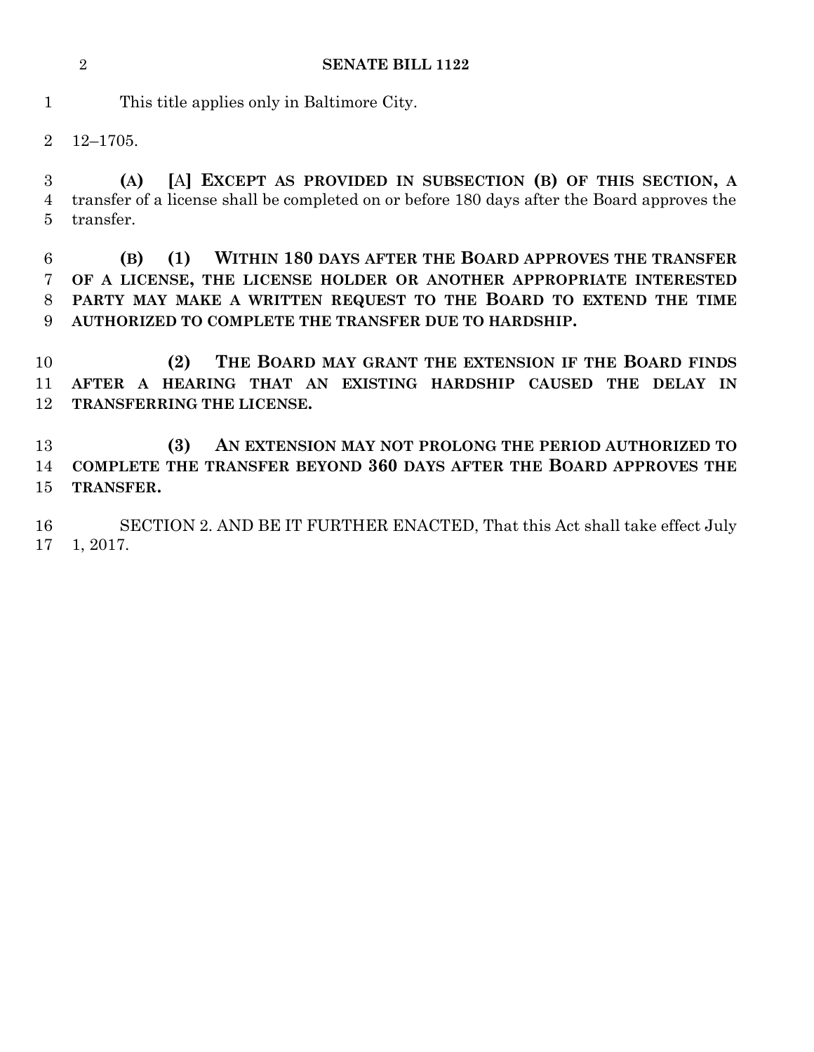This title applies only in Baltimore City.

12–1705.

**(A)** [A] **EXCEPT AS PROVIDED IN SUBSECTION (B) OF THIS SECTION, A** transfer of a license shall be completed on or before 180 days after the Board approves the transfer.

**(B) (1) WITHIN 180 DAYS AFTER THE BOARD APPROVES THE TRANSFER OF A LICENSE, THE LICENSE HOLDER OR ANOTHER APPROPRIATE INTERESTED PARTY MAY MAKE A WRITTEN REQUEST TO THE BOARD TO EXTEND THE TIME AUTHORIZED TO COMPLETE THE TRANSFER DUE TO HARDSHIP.**

**(2) THE BOARD MAY GRANT THE EXTENSION IF THE BOARD FINDS AFTER A HEARING THAT AN EXISTING HARDSHIP CAUSED THE DELAY IN TRANSFERRING THE LICENSE.**

**(3) AN EXTENSION MAY NOT PROLONG THE PERIOD AUTHORIZED TO COMPLETE THE TRANSFER BEYOND 360 DAYS AFTER THE BOARD APPROVES THE TRANSFER.**

SECTION 2. AND BE IT FURTHER ENACTED, That this Act shall take effect July 1, 2017.